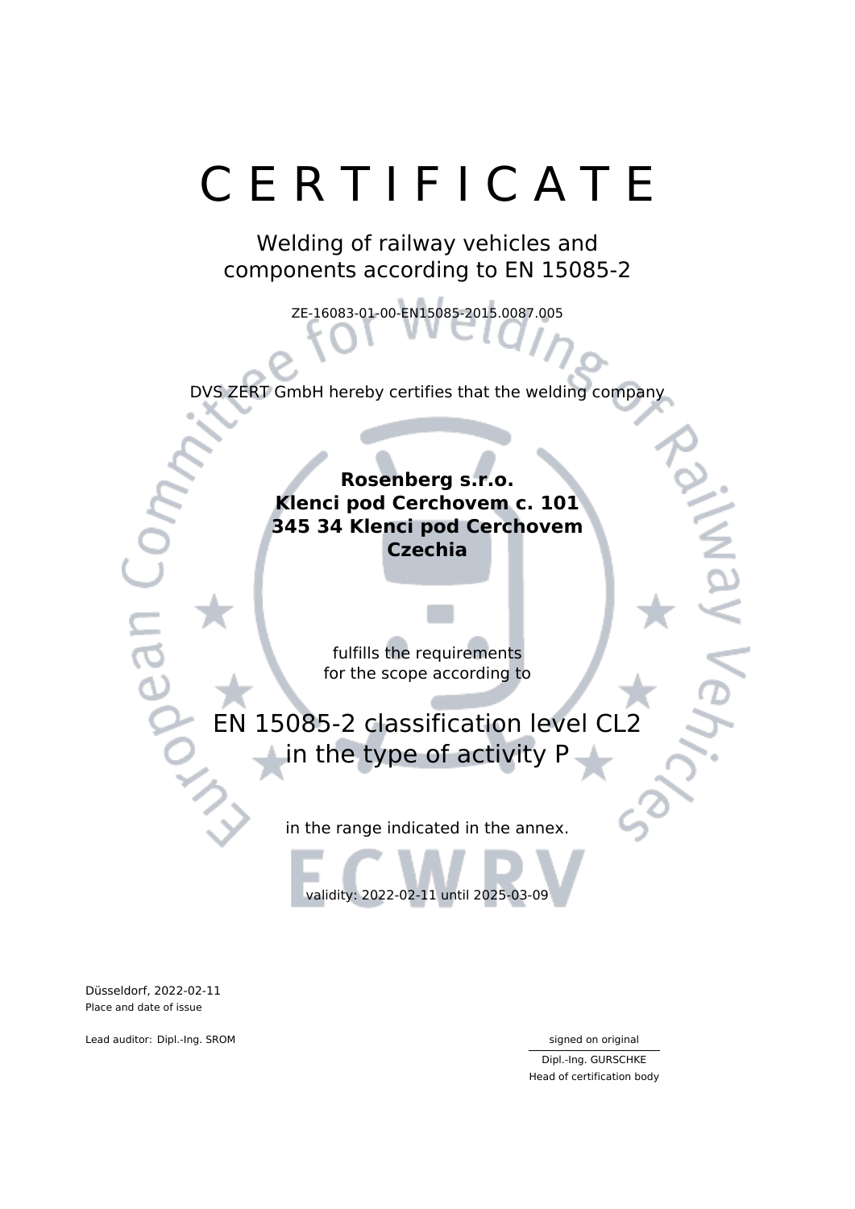# C E R T I F I C A T E

## Welding of railway vehicles and components according to EN 15085-2

ZE-16083-01-00-EN15085-2015.0087.005

DVS ZERT GmbH hereby certifies that the welding company

**Rosenberg s.r.o.**
**Klenci pod Cerchovem c. 101**
**345 34 Klenci pod Cerchovem**
**Czechia**

fulfills the requirements
for the scope according to

## EN 15085-2 classification level CL2 in the type of activity P

in the range indicated in the annex.

validity: 2022-02-11 until 2025-03-09

Düsseldorf, 2022-02-11
Place and date of issue

Lead auditor: Dipl.-Ing. SROM

signed on original

Dipl.-Ing. GURSCHKE
Head of certification body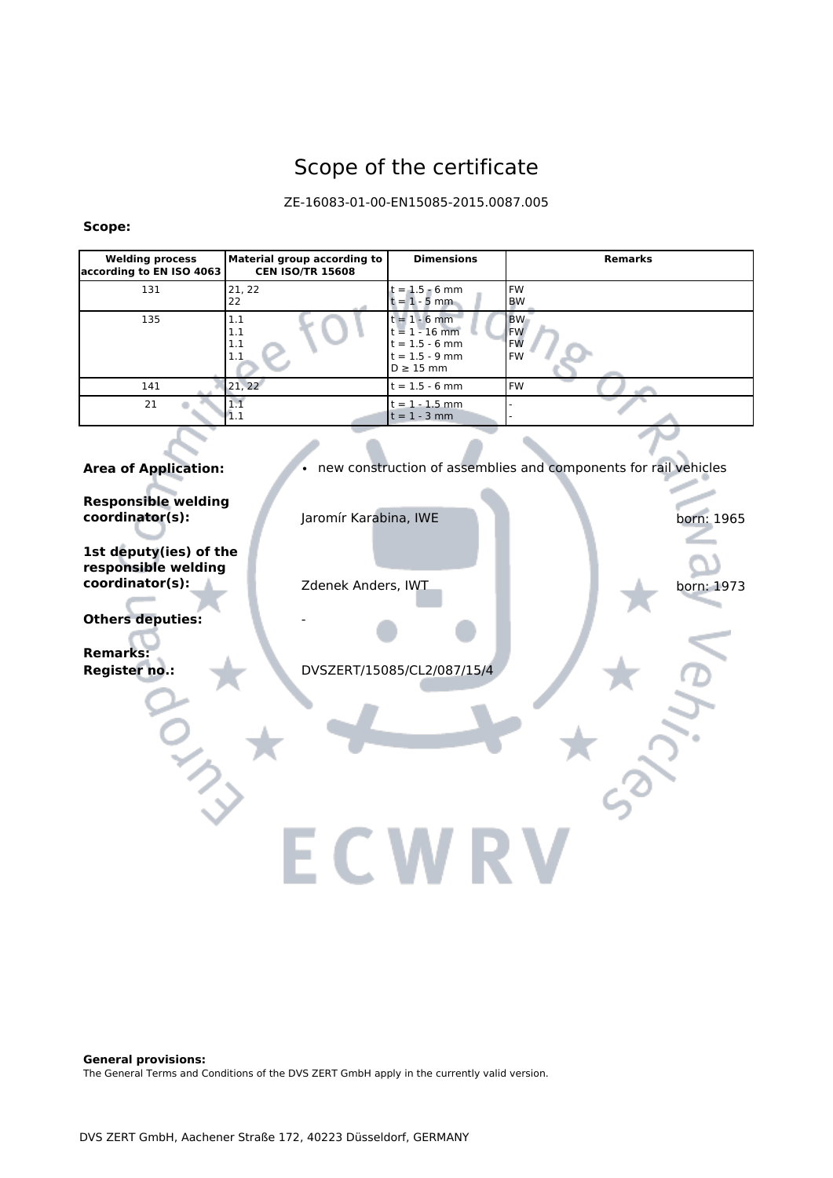# Scope of the certificate

ZE-16083-01-00-EN15085-2015.0087.005

**Scope:**

| Welding process according to EN ISO 4063 | Material group according to CEN ISO/TR 15608 | Dimensions | Remarks |
|---|---|---|---|
| 131 | 21, 22<br>22 | t = 1.5 - 6 mm<br>t = 1 - 5 mm | FW<br>BW |
| 135 | 1.1<br>1.1<br>1.1<br>1.1 | t = 1 - 6 mm<br>t = 1 - 16 mm<br>t = 1.5 - 6 mm<br>t = 1.5 - 9 mm<br>D ≥ 15 mm | BW<br>FW<br>FW<br>FW |
| 141 | 21, 22 | t = 1.5 - 6 mm | FW |
| 21 | 1.1<br>1.1 | t = 1 - 1.5 mm<br>t = 1 - 3 mm | -<br>- |

**Area of Application:**
- new construction of assemblies and components for rail vehicles

**Responsible welding coordinator(s):** Jaromír Karabina, IWE born: 1965

**1st deputy(ies) of the responsible welding coordinator(s):** Zdenek Anders, IWT born: 1973

**Others deputies:** -

**Remarks:**

**Register no.:** DVSZERT/15085/CL2/087/15/4

**General provisions:**
The General Terms and Conditions of the DVS ZERT GmbH apply in the currently valid version.

DVS ZERT GmbH, Aachener Straße 172, 40223 Düsseldorf, GERMANY